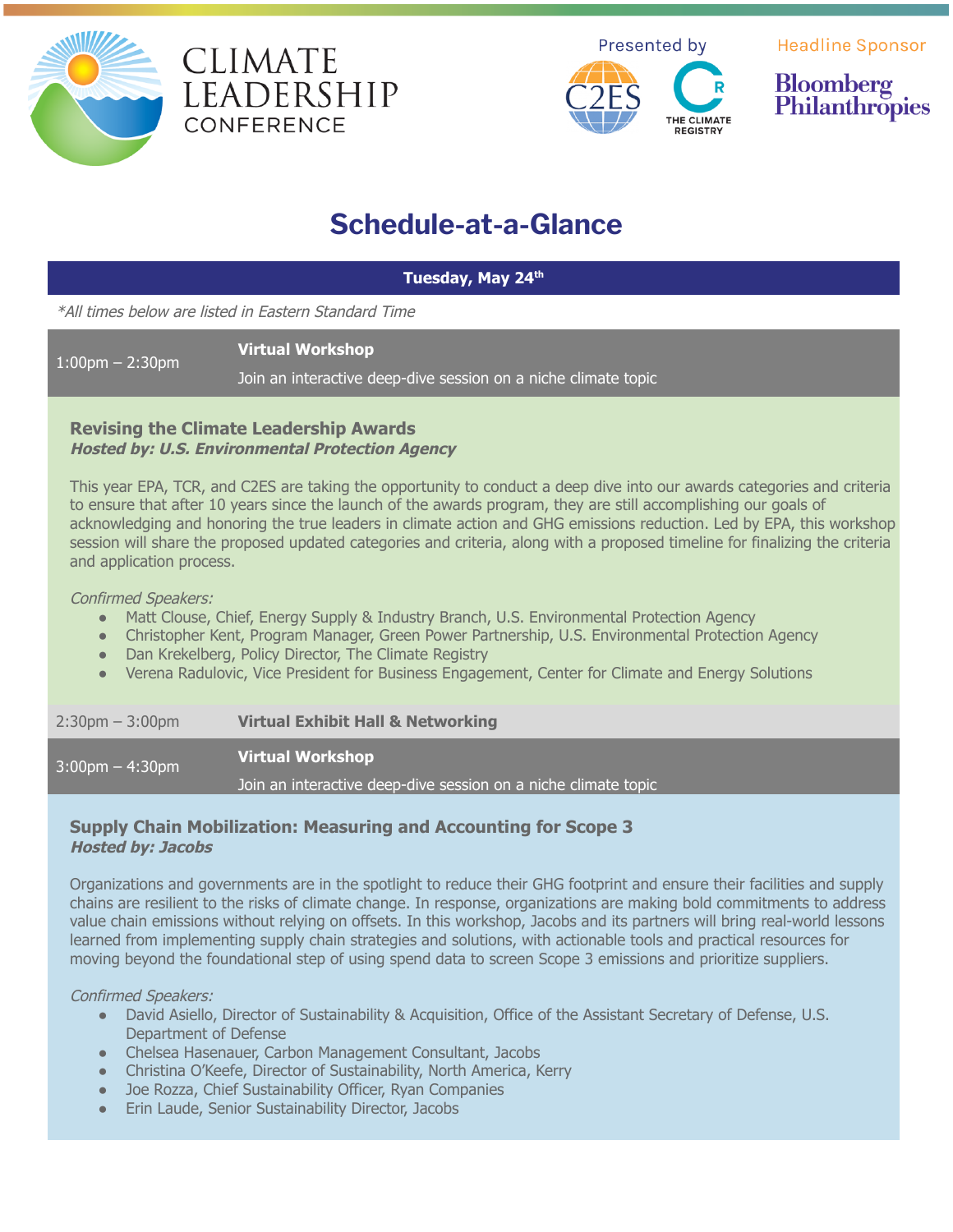# CLIMATE LEADERSHIP CONFERENCE

Presented by C2ES, THE CLIMATE REGISTRY

Headline Sponsor Bloomberg Philanthropies

## Schedule-at-a-Glance

### Tuesday, May 24th

*\*All times below are listed in Eastern Standard Time*

**1:00pm – 2:30pm** — **Virtual Workshop**

Join an interactive deep-dive session on a niche climate topic

**Revising the Climate Leadership Awards**
***Hosted by: U.S. Environmental Protection Agency***

This year EPA, TCR, and C2ES are taking the opportunity to conduct a deep dive into our awards categories and criteria to ensure that after 10 years since the launch of the awards program, they are still accomplishing our goals of acknowledging and honoring the true leaders in climate action and GHG emissions reduction. Led by EPA, this workshop session will share the proposed updated categories and criteria, along with a proposed timeline for finalizing the criteria and application process.

*Confirmed Speakers:*

- Matt Clouse, Chief, Energy Supply & Industry Branch, U.S. Environmental Protection Agency
- Christopher Kent, Program Manager, Green Power Partnership, U.S. Environmental Protection Agency
- Dan Krekelberg, Policy Director, The Climate Registry
- Verena Radulovic, Vice President for Business Engagement, Center for Climate and Energy Solutions

**2:30pm – 3:00pm** — **Virtual Exhibit Hall & Networking**

**3:00pm – 4:30pm** — **Virtual Workshop**

Join an interactive deep-dive session on a niche climate topic

**Supply Chain Mobilization: Measuring and Accounting for Scope 3**
***Hosted by: Jacobs***

Organizations and governments are in the spotlight to reduce their GHG footprint and ensure their facilities and supply chains are resilient to the risks of climate change. In response, organizations are making bold commitments to address value chain emissions without relying on offsets. In this workshop, Jacobs and its partners will bring real-world lessons learned from implementing supply chain strategies and solutions, with actionable tools and practical resources for moving beyond the foundational step of using spend data to screen Scope 3 emissions and prioritize suppliers.

*Confirmed Speakers:*

- David Asiello, Director of Sustainability & Acquisition, Office of the Assistant Secretary of Defense, U.S. Department of Defense
- Chelsea Hasenauer, Carbon Management Consultant, Jacobs
- Christina O'Keefe, Director of Sustainability, North America, Kerry
- Joe Rozza, Chief Sustainability Officer, Ryan Companies
- Erin Laude, Senior Sustainability Director, Jacobs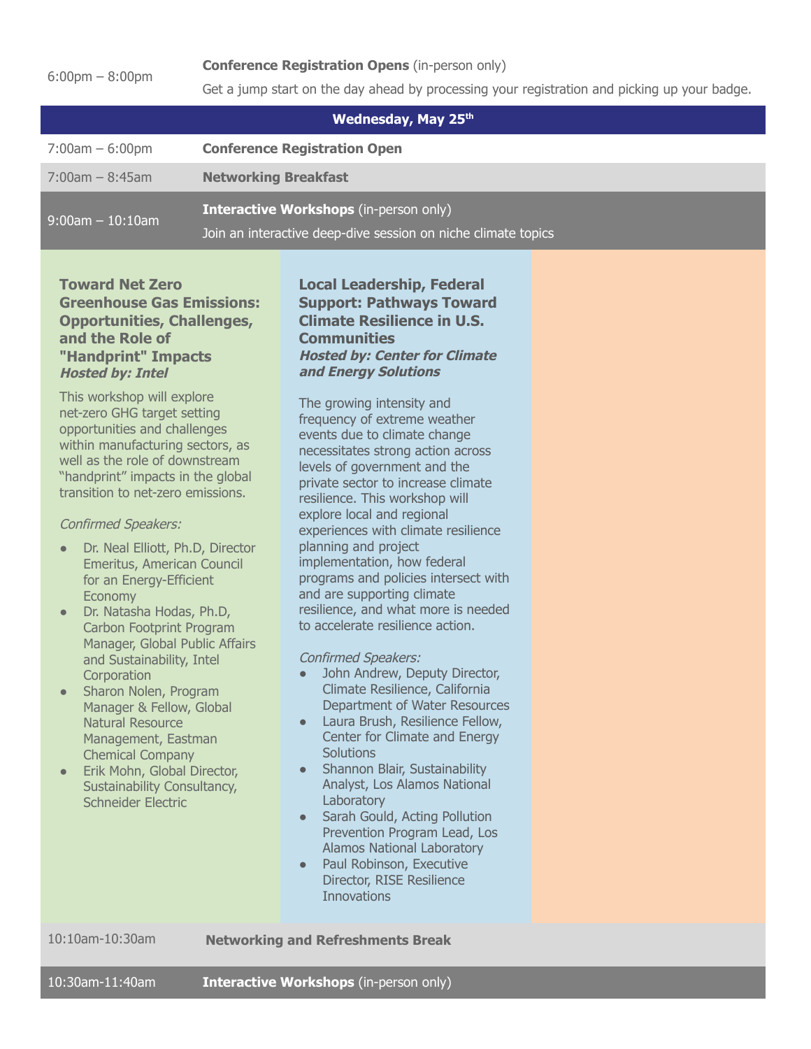6:00pm – 8:00pm **Conference Registration Opens** (in-person only)

Get a jump start on the day ahead by processing your registration and picking up your badge.

## Wednesday, May 25th

| | |
|---|---|
| 7:00am – 6:00pm | **Conference Registration Open** |
| 7:00am – 8:45am | **Networking Breakfast** |
| 9:00am – 10:10am | **Interactive Workshops** (in-person only)<br>Join an interactive deep-dive session on niche climate topics |

### Toward Net Zero Greenhouse Gas Emissions: Opportunities, Challenges, and the Role of "Handprint" Impacts

***Hosted by: Intel***

This workshop will explore net-zero GHG target setting opportunities and challenges within manufacturing sectors, as well as the role of downstream "handprint" impacts in the global transition to net-zero emissions.

*Confirmed Speakers:*

- Dr. Neal Elliott, Ph.D, Director Emeritus, American Council for an Energy-Efficient Economy
- Dr. Natasha Hodas, Ph.D, Carbon Footprint Program Manager, Global Public Affairs and Sustainability, Intel Corporation
- Sharon Nolen, Program Manager & Fellow, Global Natural Resource Management, Eastman Chemical Company
- Erik Mohn, Global Director, Sustainability Consultancy, Schneider Electric

### Local Leadership, Federal Support: Pathways Toward Climate Resilience in U.S. Communities

***Hosted by: Center for Climate and Energy Solutions***

The growing intensity and frequency of extreme weather events due to climate change necessitates strong action across levels of government and the private sector to increase climate resilience. This workshop will explore local and regional experiences with climate resilience planning and project implementation, how federal programs and policies intersect with and are supporting climate resilience, and what more is needed to accelerate resilience action.

*Confirmed Speakers:*

- John Andrew, Deputy Director, Climate Resilience, California Department of Water Resources
- Laura Brush, Resilience Fellow, Center for Climate and Energy Solutions
- Shannon Blair, Sustainability Analyst, Los Alamos National Laboratory
- Sarah Gould, Acting Pollution Prevention Program Lead, Los Alamos National Laboratory
- Paul Robinson, Executive Director, RISE Resilience Innovations

| | |
|---|---|
| 10:10am-10:30am | **Networking and Refreshments Break** |
| 10:30am-11:40am | **Interactive Workshops** (in-person only) |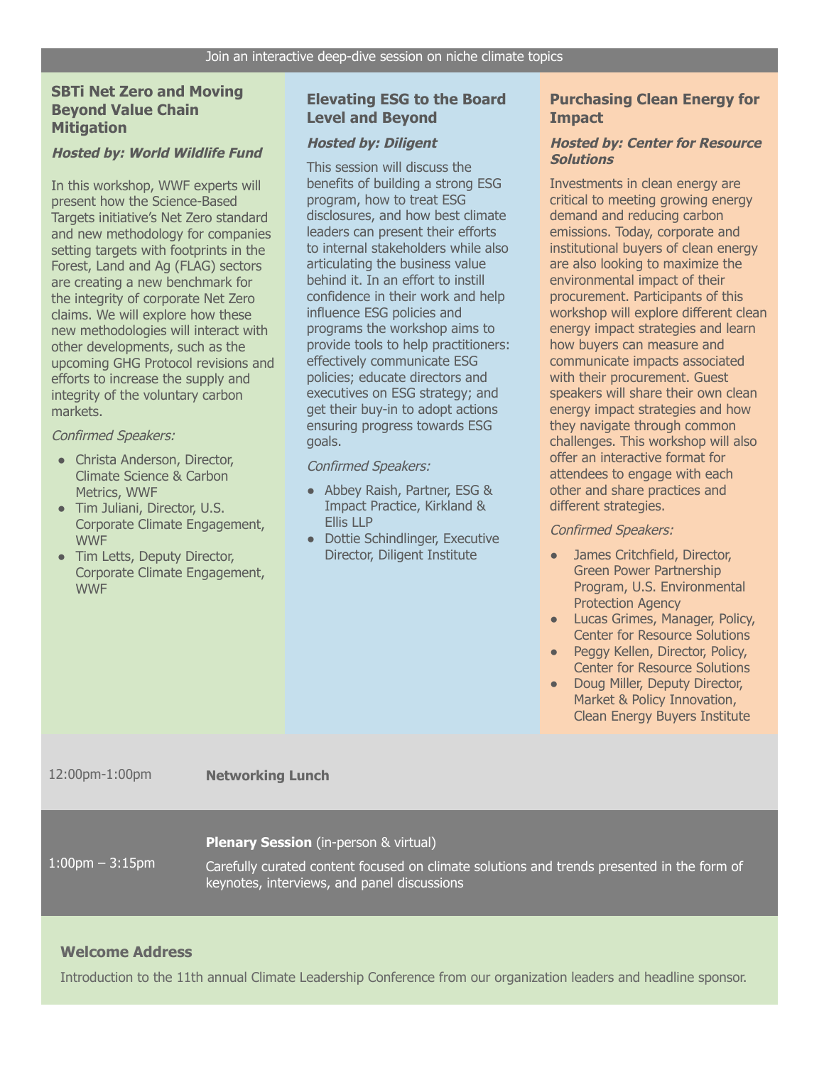Join an interactive deep-dive session on niche climate topics

### SBTi Net Zero and Moving Beyond Value Chain Mitigation

***Hosted by: World Wildlife Fund***

In this workshop, WWF experts will present how the Science-Based Targets initiative's Net Zero standard and new methodology for companies setting targets with footprints in the Forest, Land and Ag (FLAG) sectors are creating a new benchmark for the integrity of corporate Net Zero claims. We will explore how these new methodologies will interact with other developments, such as the upcoming GHG Protocol revisions and efforts to increase the supply and integrity of the voluntary carbon markets.

*Confirmed Speakers:*

- Christa Anderson, Director, Climate Science & Carbon Metrics, WWF
- Tim Juliani, Director, U.S. Corporate Climate Engagement, WWF
- Tim Letts, Deputy Director, Corporate Climate Engagement, WWF

### Elevating ESG to the Board Level and Beyond

***Hosted by: Diligent***

This session will discuss the benefits of building a strong ESG program, how to treat ESG disclosures, and how best climate leaders can present their efforts to internal stakeholders while also articulating the business value behind it. In an effort to instill confidence in their work and help influence ESG policies and programs the workshop aims to provide tools to help practitioners: effectively communicate ESG policies; educate directors and executives on ESG strategy; and get their buy-in to adopt actions ensuring progress towards ESG goals.

*Confirmed Speakers:*

- Abbey Raish, Partner, ESG & Impact Practice, Kirkland & Ellis LLP
- Dottie Schindlinger, Executive Director, Diligent Institute

### Purchasing Clean Energy for Impact

***Hosted by: Center for Resource Solutions***

Investments in clean energy are critical to meeting growing energy demand and reducing carbon emissions. Today, corporate and institutional buyers of clean energy are also looking to maximize the environmental impact of their procurement. Participants of this workshop will explore different clean energy impact strategies and learn how buyers can measure and communicate impacts associated with their procurement. Guest speakers will share their own clean energy impact strategies and how they navigate through common challenges. This workshop will also offer an interactive format for attendees to engage with each other and share practices and different strategies.

*Confirmed Speakers:*

- James Critchfield, Director, Green Power Partnership Program, U.S. Environmental Protection Agency
- Lucas Grimes, Manager, Policy, Center for Resource Solutions
- Peggy Kellen, Director, Policy, Center for Resource Solutions
- Doug Miller, Deputy Director, Market & Policy Innovation, Clean Energy Buyers Institute

12:00pm-1:00pm **Networking Lunch**

1:00pm – 3:15pm **Plenary Session** (in-person & virtual)

Carefully curated content focused on climate solutions and trends presented in the form of keynotes, interviews, and panel discussions

### Welcome Address

Introduction to the 11th annual Climate Leadership Conference from our organization leaders and headline sponsor.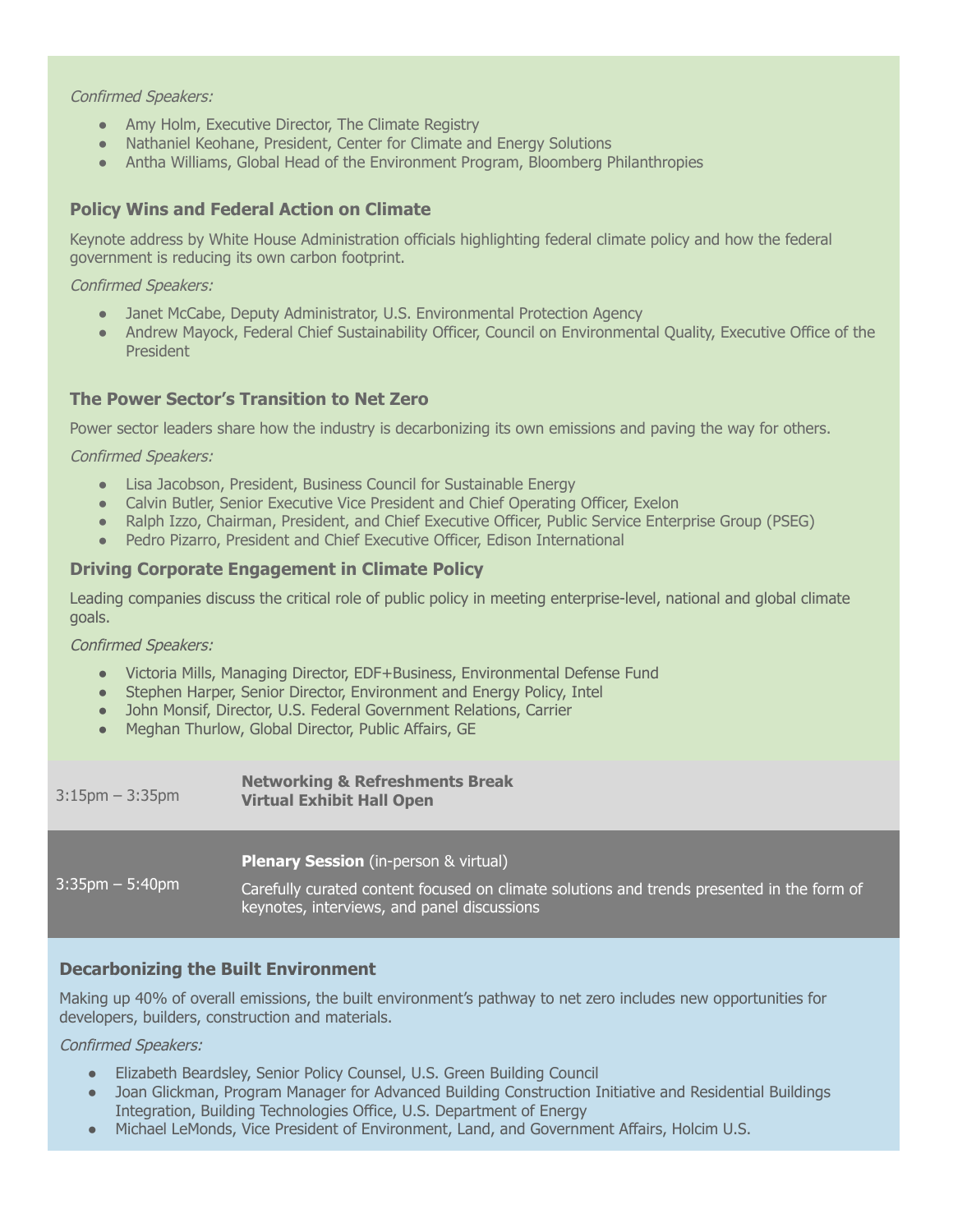*Confirmed Speakers:*

- Amy Holm, Executive Director, The Climate Registry
- Nathaniel Keohane, President, Center for Climate and Energy Solutions
- Antha Williams, Global Head of the Environment Program, Bloomberg Philanthropies

### Policy Wins and Federal Action on Climate

Keynote address by White House Administration officials highlighting federal climate policy and how the federal government is reducing its own carbon footprint.

*Confirmed Speakers:*

- Janet McCabe, Deputy Administrator, U.S. Environmental Protection Agency
- Andrew Mayock, Federal Chief Sustainability Officer, Council on Environmental Quality, Executive Office of the President

### The Power Sector's Transition to Net Zero

Power sector leaders share how the industry is decarbonizing its own emissions and paving the way for others.

*Confirmed Speakers:*

- Lisa Jacobson, President, Business Council for Sustainable Energy
- Calvin Butler, Senior Executive Vice President and Chief Operating Officer, Exelon
- Ralph Izzo, Chairman, President, and Chief Executive Officer, Public Service Enterprise Group (PSEG)
- Pedro Pizarro, President and Chief Executive Officer, Edison International

### Driving Corporate Engagement in Climate Policy

Leading companies discuss the critical role of public policy in meeting enterprise-level, national and global climate goals.

*Confirmed Speakers:*

- Victoria Mills, Managing Director, EDF+Business, Environmental Defense Fund
- Stephen Harper, Senior Director, Environment and Energy Policy, Intel
- John Monsif, Director, U.S. Federal Government Relations, Carrier
- Meghan Thurlow, Global Director, Public Affairs, GE

| | |
|---|---|
| 3:15pm – 3:35pm | **Networking & Refreshments Break**<br>**Virtual Exhibit Hall Open** |
| 3:35pm – 5:40pm | **Plenary Session** (in-person & virtual)<br>Carefully curated content focused on climate solutions and trends presented in the form of keynotes, interviews, and panel discussions |

### Decarbonizing the Built Environment

Making up 40% of overall emissions, the built environment's pathway to net zero includes new opportunities for developers, builders, construction and materials.

*Confirmed Speakers:*

- Elizabeth Beardsley, Senior Policy Counsel, U.S. Green Building Council
- Joan Glickman, Program Manager for Advanced Building Construction Initiative and Residential Buildings Integration, Building Technologies Office, U.S. Department of Energy
- Michael LeMonds, Vice President of Environment, Land, and Government Affairs, Holcim U.S.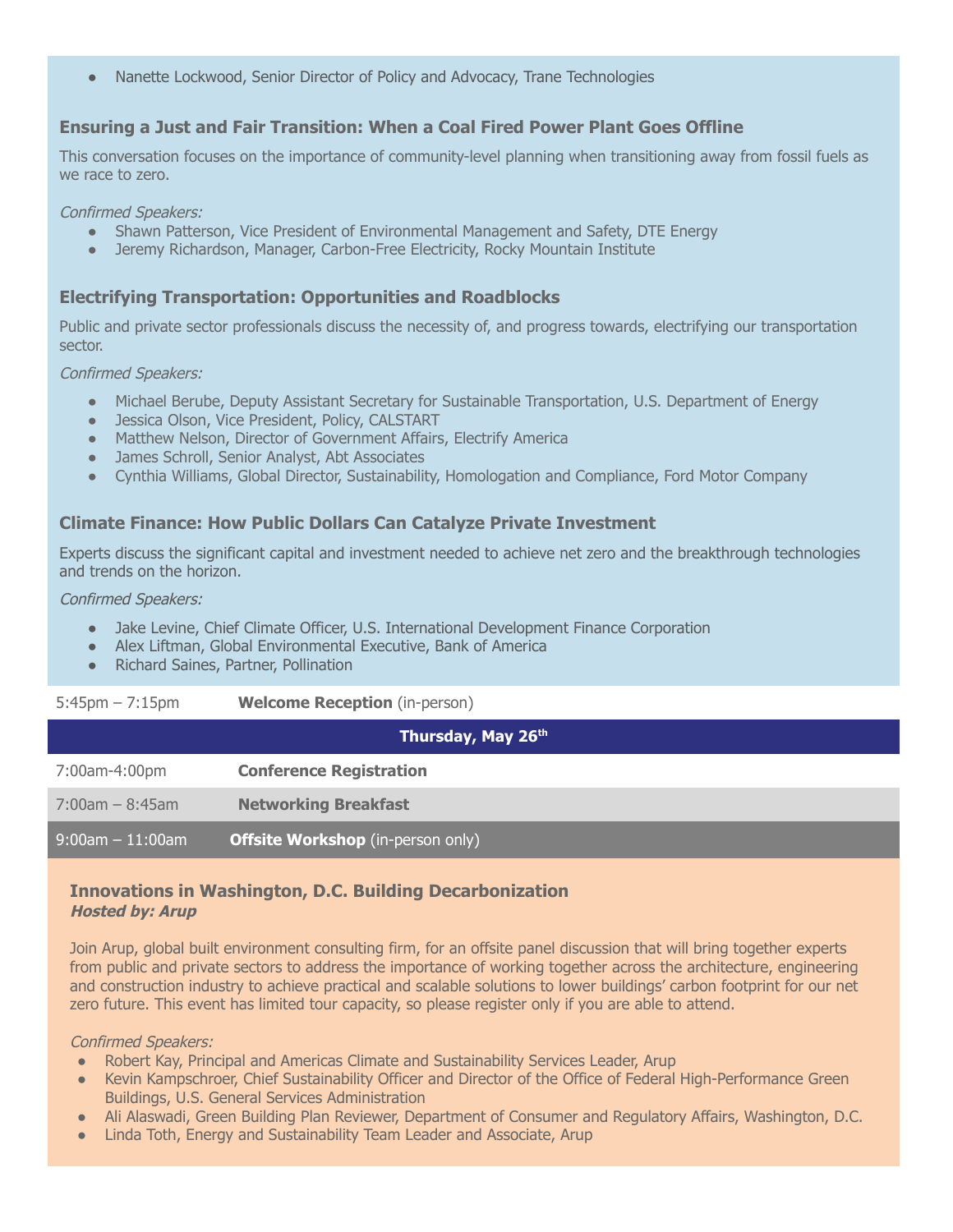- Nanette Lockwood, Senior Director of Policy and Advocacy, Trane Technologies

### Ensuring a Just and Fair Transition: When a Coal Fired Power Plant Goes Offline

This conversation focuses on the importance of community-level planning when transitioning away from fossil fuels as we race to zero.

*Confirmed Speakers:*

- Shawn Patterson, Vice President of Environmental Management and Safety, DTE Energy
- Jeremy Richardson, Manager, Carbon-Free Electricity, Rocky Mountain Institute

### Electrifying Transportation: Opportunities and Roadblocks

Public and private sector professionals discuss the necessity of, and progress towards, electrifying our transportation sector.

*Confirmed Speakers:*

- Michael Berube, Deputy Assistant Secretary for Sustainable Transportation, U.S. Department of Energy
- Jessica Olson, Vice President, Policy, CALSTART
- Matthew Nelson, Director of Government Affairs, Electrify America
- James Schroll, Senior Analyst, Abt Associates
- Cynthia Williams, Global Director, Sustainability, Homologation and Compliance, Ford Motor Company

### Climate Finance: How Public Dollars Can Catalyze Private Investment

Experts discuss the significant capital and investment needed to achieve net zero and the breakthrough technologies and trends on the horizon.

*Confirmed Speakers:*

- Jake Levine, Chief Climate Officer, U.S. International Development Finance Corporation
- Alex Liftman, Global Environmental Executive, Bank of America
- Richard Saines, Partner, Pollination

5:45pm – 7:15pm **Welcome Reception** (in-person)

## Thursday, May 26th

7:00am-4:00pm **Conference Registration**

7:00am – 8:45am **Networking Breakfast**

9:00am – 11:00am **Offsite Workshop** (in-person only)

### Innovations in Washington, D.C. Building Decarbonization
***Hosted by: Arup***

Join Arup, global built environment consulting firm, for an offsite panel discussion that will bring together experts from public and private sectors to address the importance of working together across the architecture, engineering and construction industry to achieve practical and scalable solutions to lower buildings' carbon footprint for our net zero future. This event has limited tour capacity, so please register only if you are able to attend.

*Confirmed Speakers:*

- Robert Kay, Principal and Americas Climate and Sustainability Services Leader, Arup
- Kevin Kampschroer, Chief Sustainability Officer and Director of the Office of Federal High-Performance Green Buildings, U.S. General Services Administration
- Ali Alaswadi, Green Building Plan Reviewer, Department of Consumer and Regulatory Affairs, Washington, D.C.
- Linda Toth, Energy and Sustainability Team Leader and Associate, Arup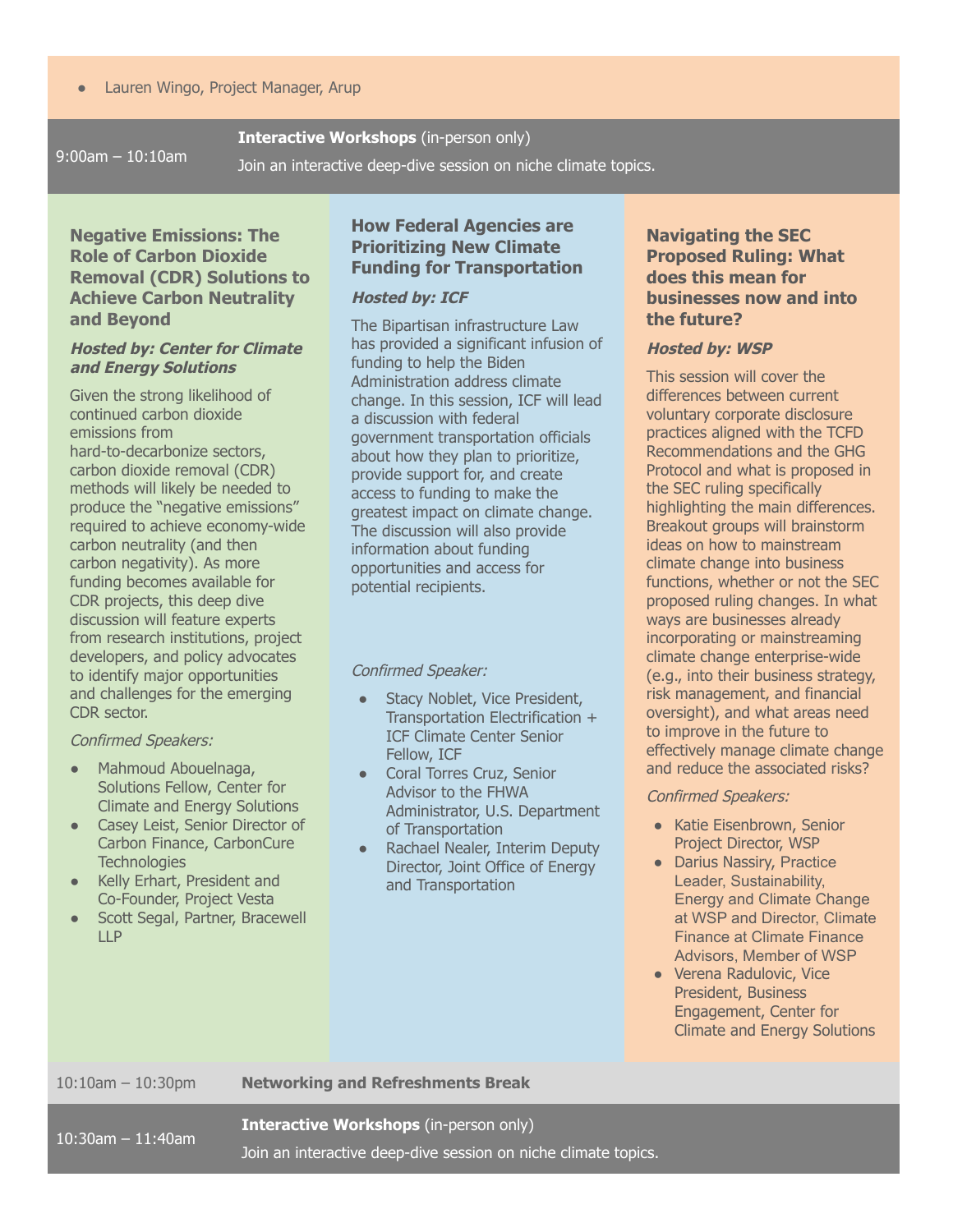- Lauren Wingo, Project Manager, Arup

9:00am – 10:10am **Interactive Workshops** (in-person only)

Join an interactive deep-dive session on niche climate topics.

### Negative Emissions: The Role of Carbon Dioxide Removal (CDR) Solutions to Achieve Carbon Neutrality and Beyond

***Hosted by: Center for Climate and Energy Solutions***

Given the strong likelihood of continued carbon dioxide emissions from hard-to-decarbonize sectors, carbon dioxide removal (CDR) methods will likely be needed to produce the “negative emissions” required to achieve economy-wide carbon neutrality (and then carbon negativity). As more funding becomes available for CDR projects, this deep dive discussion will feature experts from research institutions, project developers, and policy advocates to identify major opportunities and challenges for the emerging CDR sector.

*Confirmed Speakers:*

- Mahmoud Abouelnaga, Solutions Fellow, Center for Climate and Energy Solutions
- Casey Leist, Senior Director of Carbon Finance, CarbonCure Technologies
- Kelly Erhart, President and Co-Founder, Project Vesta
- Scott Segal, Partner, Bracewell LLP

### How Federal Agencies are Prioritizing New Climate Funding for Transportation

***Hosted by: ICF***

The Bipartisan infrastructure Law has provided a significant infusion of funding to help the Biden Administration address climate change. In this session, ICF will lead a discussion with federal government transportation officials about how they plan to prioritize, provide support for, and create access to funding to make the greatest impact on climate change. The discussion will also provide information about funding opportunities and access for potential recipients.

*Confirmed Speaker:*

- Stacy Noblet, Vice President, Transportation Electrification + ICF Climate Center Senior Fellow, ICF
- Coral Torres Cruz, Senior Advisor to the FHWA Administrator, U.S. Department of Transportation
- Rachael Nealer, Interim Deputy Director, Joint Office of Energy and Transportation

### Navigating the SEC Proposed Ruling: What does this mean for businesses now and into the future?

***Hosted by: WSP***

This session will cover the differences between current voluntary corporate disclosure practices aligned with the TCFD Recommendations and the GHG Protocol and what is proposed in the SEC ruling specifically highlighting the main differences. Breakout groups will brainstorm ideas on how to mainstream climate change into business functions, whether or not the SEC proposed ruling changes. In what ways are businesses already incorporating or mainstreaming climate change enterprise-wide (e.g., into their business strategy, risk management, and financial oversight), and what areas need to improve in the future to effectively manage climate change and reduce the associated risks?

*Confirmed Speakers:*

- Katie Eisenbrown, Senior Project Director, WSP
- Darius Nassiry, Practice Leader, Sustainability, Energy and Climate Change at WSP and Director, Climate Finance at Climate Finance Advisors, Member of WSP
- Verena Radulovic, Vice President, Business Engagement, Center for Climate and Energy Solutions

10:10am – 10:30pm **Networking and Refreshments Break**

10:30am – 11:40am **Interactive Workshops** (in-person only)

Join an interactive deep-dive session on niche climate topics.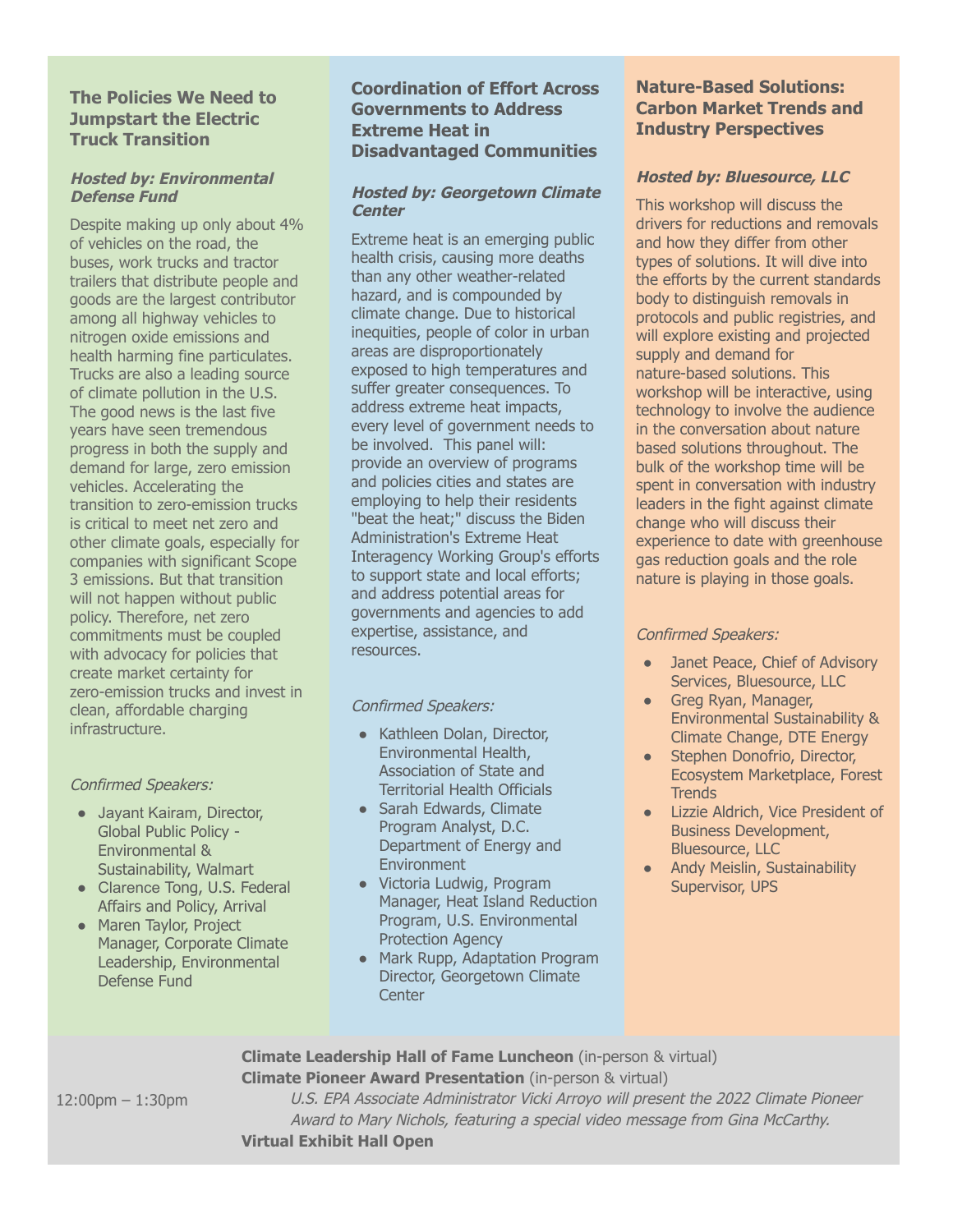### The Policies We Need to Jumpstart the Electric Truck Transition

***Hosted by: Environmental Defense Fund***

Despite making up only about 4% of vehicles on the road, the buses, work trucks and tractor trailers that distribute people and goods are the largest contributor among all highway vehicles to nitrogen oxide emissions and health harming fine particulates. Trucks are also a leading source of climate pollution in the U.S. The good news is the last five years have seen tremendous progress in both the supply and demand for large, zero emission vehicles. Accelerating the transition to zero-emission trucks is critical to meet net zero and other climate goals, especially for companies with significant Scope 3 emissions. But that transition will not happen without public policy. Therefore, net zero commitments must be coupled with advocacy for policies that create market certainty for zero-emission trucks and invest in clean, affordable charging infrastructure.

*Confirmed Speakers:*

- Jayant Kairam, Director, Global Public Policy - Environmental & Sustainability, Walmart
- Clarence Tong, U.S. Federal Affairs and Policy, Arrival
- Maren Taylor, Project Manager, Corporate Climate Leadership, Environmental Defense Fund

### Coordination of Effort Across Governments to Address Extreme Heat in Disadvantaged Communities

***Hosted by: Georgetown Climate Center***

Extreme heat is an emerging public health crisis, causing more deaths than any other weather-related hazard, and is compounded by climate change. Due to historical inequities, people of color in urban areas are disproportionately exposed to high temperatures and suffer greater consequences. To address extreme heat impacts, every level of government needs to be involved. This panel will: provide an overview of programs and policies cities and states are employing to help their residents "beat the heat;" discuss the Biden Administration's Extreme Heat Interagency Working Group's efforts to support state and local efforts; and address potential areas for governments and agencies to add expertise, assistance, and resources.

*Confirmed Speakers:*

- Kathleen Dolan, Director, Environmental Health, Association of State and Territorial Health Officials
- Sarah Edwards, Climate Program Analyst, D.C. Department of Energy and Environment
- Victoria Ludwig, Program Manager, Heat Island Reduction Program, U.S. Environmental Protection Agency
- Mark Rupp, Adaptation Program Director, Georgetown Climate Center

### Nature-Based Solutions: Carbon Market Trends and Industry Perspectives

***Hosted by: Bluesource, LLC***

This workshop will discuss the drivers for reductions and removals and how they differ from other types of solutions. It will dive into the efforts by the current standards body to distinguish removals in protocols and public registries, and will explore existing and projected supply and demand for nature-based solutions. This workshop will be interactive, using technology to involve the audience in the conversation about nature based solutions throughout. The bulk of the workshop time will be spent in conversation with industry leaders in the fight against climate change who will discuss their experience to date with greenhouse gas reduction goals and the role nature is playing in those goals.

*Confirmed Speakers:*

- Janet Peace, Chief of Advisory Services, Bluesource, LLC
- Greg Ryan, Manager, Environmental Sustainability & Climate Change, DTE Energy
- Stephen Donofrio, Director, Ecosystem Marketplace, Forest Trends
- Lizzie Aldrich, Vice President of Business Development, Bluesource, LLC
- Andy Meislin, Sustainability Supervisor, UPS

---

12:00pm – 1:30pm

**Climate Leadership Hall of Fame Luncheon** (in-person & virtual)

**Climate Pioneer Award Presentation** (in-person & virtual)

*U.S. EPA Associate Administrator Vicki Arroyo will present the 2022 Climate Pioneer Award to Mary Nichols, featuring a special video message from Gina McCarthy.*

**Virtual Exhibit Hall Open**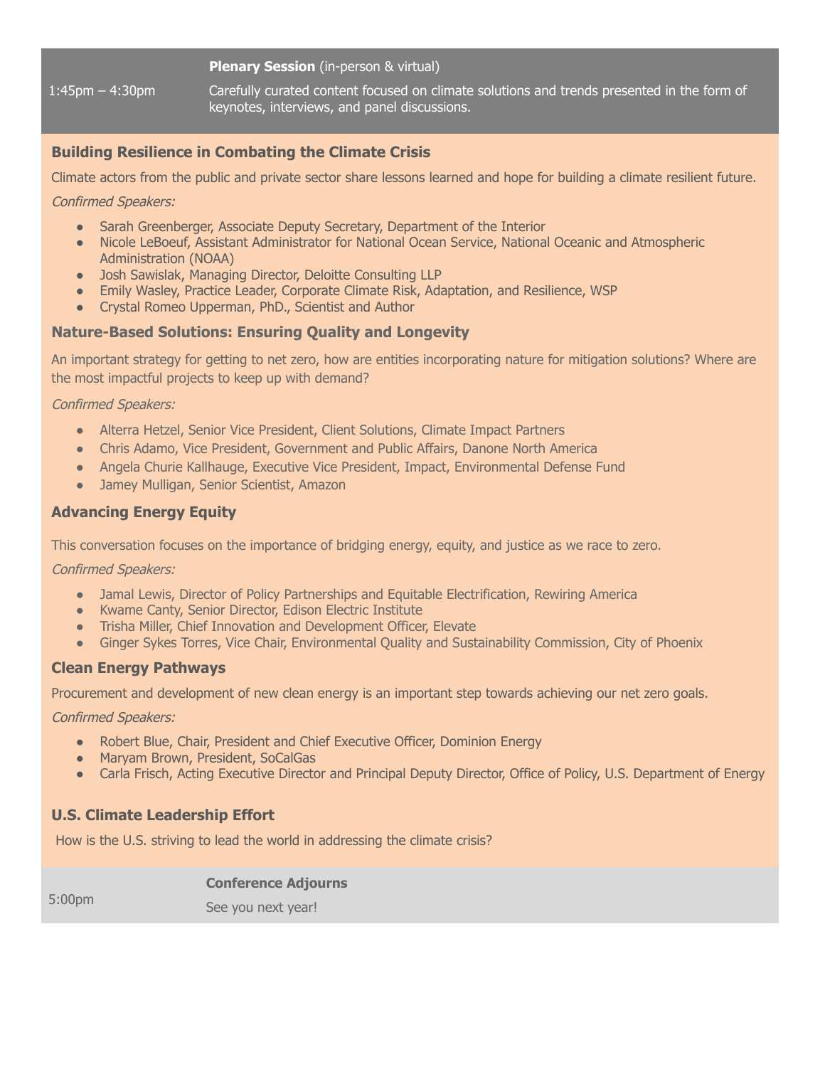| | |
|---|---|
| 1:45pm – 4:30pm | **Plenary Session** (in-person & virtual)<br>Carefully curated content focused on climate solutions and trends presented in the form of keynotes, interviews, and panel discussions. |

### Building Resilience in Combating the Climate Crisis

Climate actors from the public and private sector share lessons learned and hope for building a climate resilient future.

*Confirmed Speakers:*

- Sarah Greenberger, Associate Deputy Secretary, Department of the Interior
- Nicole LeBoeuf, Assistant Administrator for National Ocean Service, National Oceanic and Atmospheric Administration (NOAA)
- Josh Sawislak, Managing Director, Deloitte Consulting LLP
- Emily Wasley, Practice Leader, Corporate Climate Risk, Adaptation, and Resilience, WSP
- Crystal Romeo Upperman, PhD., Scientist and Author

### Nature-Based Solutions: Ensuring Quality and Longevity

An important strategy for getting to net zero, how are entities incorporating nature for mitigation solutions? Where are the most impactful projects to keep up with demand?

*Confirmed Speakers:*

- Alterra Hetzel, Senior Vice President, Client Solutions, Climate Impact Partners
- Chris Adamo, Vice President, Government and Public Affairs, Danone North America
- Angela Churie Kallhauge, Executive Vice President, Impact, Environmental Defense Fund
- Jamey Mulligan, Senior Scientist, Amazon

### Advancing Energy Equity

This conversation focuses on the importance of bridging energy, equity, and justice as we race to zero.

*Confirmed Speakers:*

- Jamal Lewis, Director of Policy Partnerships and Equitable Electrification, Rewiring America
- Kwame Canty, Senior Director, Edison Electric Institute
- Trisha Miller, Chief Innovation and Development Officer, Elevate
- Ginger Sykes Torres, Vice Chair, Environmental Quality and Sustainability Commission, City of Phoenix

### Clean Energy Pathways

Procurement and development of new clean energy is an important step towards achieving our net zero goals.

*Confirmed Speakers:*

- Robert Blue, Chair, President and Chief Executive Officer, Dominion Energy
- Maryam Brown, President, SoCalGas
- Carla Frisch, Acting Executive Director and Principal Deputy Director, Office of Policy, U.S. Department of Energy

### U.S. Climate Leadership Effort

How is the U.S. striving to lead the world in addressing the climate crisis?

| | |
|---|---|
| 5:00pm | **Conference Adjourns**<br>See you next year! |